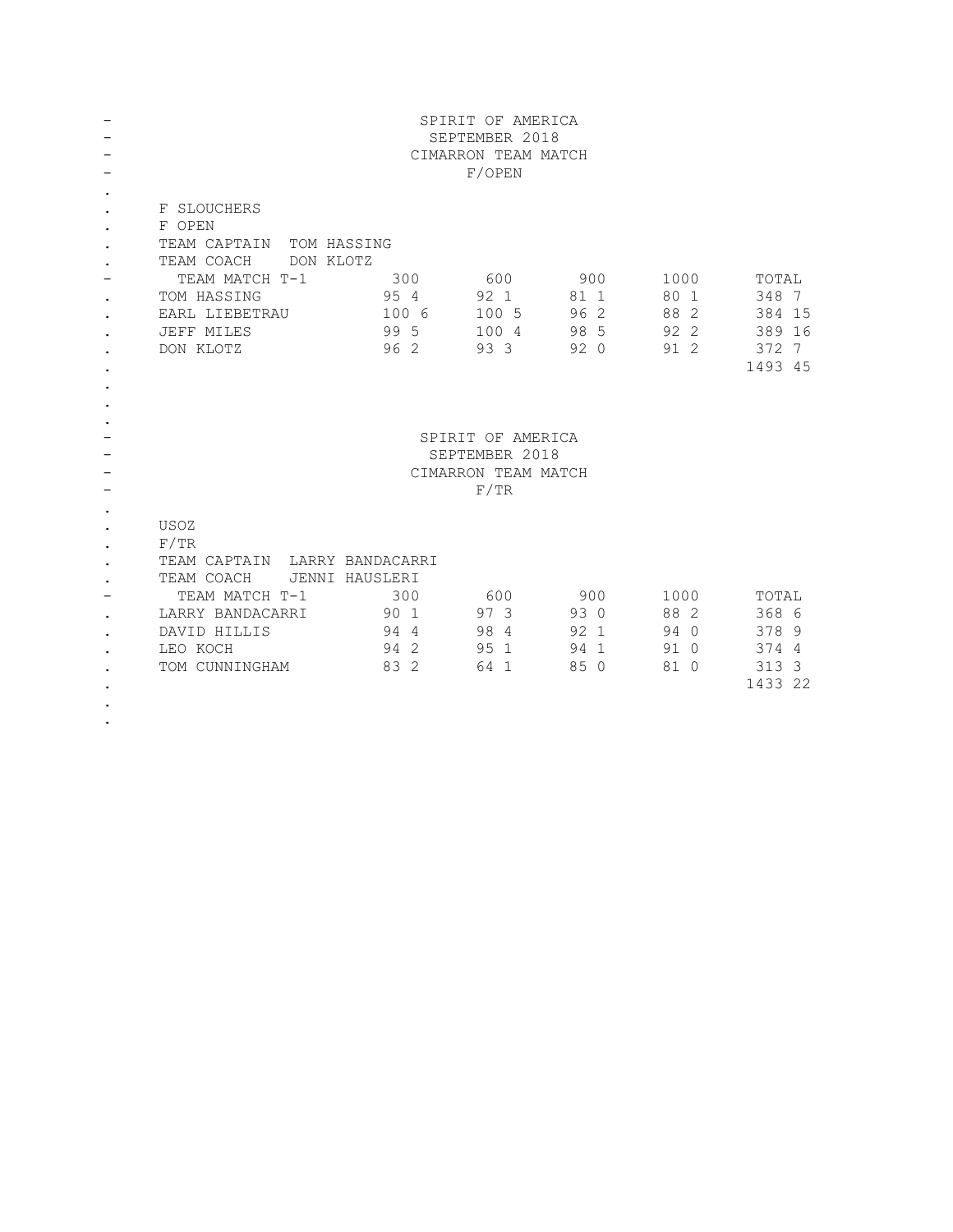SPIRIT OF AMERICA
SEPTEMBER 2018
CIMARRON TEAM MATCH
F/OPEN

F SLOUCHERS
F OPEN
TEAM CAPTAIN TOM HASSING
TEAM COACH DON KLOTZ

| TEAM MATCH T-1 | 300 | 600 | 900 | 1000 | TOTAL |
|---|---|---|---|---|---|
| TOM HASSING | 95 4 | 92 1 | 81 1 | 80 1 | 348 7 |
| EARL LIEBETRAU | 100 6 | 100 5 | 96 2 | 88 2 | 384 15 |
| JEFF MILES | 99 5 | 100 4 | 98 5 | 92 2 | 389 16 |
| DON KLOTZ | 96 2 | 93 3 | 92 0 | 91 2 | 372 7 |
| | | | | | 1493 45 |

SPIRIT OF AMERICA
SEPTEMBER 2018
CIMARRON TEAM MATCH
F/TR

USOZ
F/TR
TEAM CAPTAIN LARRY BANDACARRI
TEAM COACH JENNI HAUSLERI

| TEAM MATCH T-1 | 300 | 600 | 900 | 1000 | TOTAL |
|---|---|---|---|---|---|
| LARRY BANDACARRI | 90 1 | 97 3 | 93 0 | 88 2 | 368 6 |
| DAVID HILLIS | 94 4 | 98 4 | 92 1 | 94 0 | 378 9 |
| LEO KOCH | 94 2 | 95 1 | 94 1 | 91 0 | 374 4 |
| TOM CUNNINGHAM | 83 2 | 64 1 | 85 0 | 81 0 | 313 3 |
| | | | | | 1433 22 |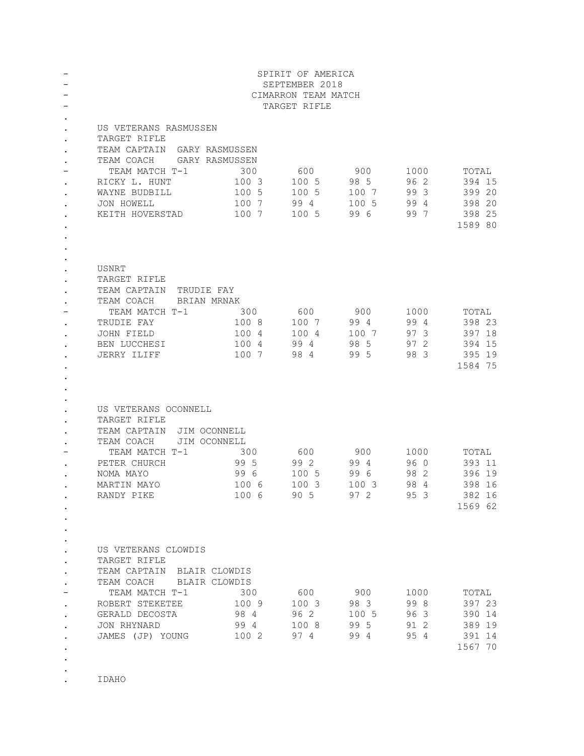# SPIRIT OF AMERICA
## SEPTEMBER 2018
## CIMARRON TEAM MATCH
## TARGET RIFLE

US VETERANS RASMUSSEN
TARGET RIFLE
TEAM CAPTAIN GARY RASMUSSEN
TEAM COACH GARY RASMUSSEN

| TEAM MATCH T-1 | 300 | 600 | 900 | 1000 | TOTAL |
|---|---|---|---|---|---|
| RICKY L. HUNT | 100 3 | 100 5 | 98 5 | 96 2 | 394 15 |
| WAYNE BUDBILL | 100 5 | 100 5 | 100 7 | 99 3 | 399 20 |
| JON HOWELL | 100 7 | 99 4 | 100 5 | 99 4 | 398 20 |
| KEITH HOVERSTAD | 100 7 | 100 5 | 99 6 | 99 7 | 398 25 |
| | | | | | 1589 80 |

USNRT
TARGET RIFLE
TEAM CAPTAIN TRUDIE FAY
TEAM COACH BRIAN MRNAK

| TEAM MATCH T-1 | 300 | 600 | 900 | 1000 | TOTAL |
|---|---|---|---|---|---|
| TRUDIE FAY | 100 8 | 100 7 | 99 4 | 99 4 | 398 23 |
| JOHN FIELD | 100 4 | 100 4 | 100 7 | 97 3 | 397 18 |
| BEN LUCCHESI | 100 4 | 99 4 | 98 5 | 97 2 | 394 15 |
| JERRY ILIFF | 100 7 | 98 4 | 99 5 | 98 3 | 395 19 |
| | | | | | 1584 75 |

US VETERANS OCONNELL
TARGET RIFLE
TEAM CAPTAIN JIM OCONNELL
TEAM COACH JIM OCONNELL

| TEAM MATCH T-1 | 300 | 600 | 900 | 1000 | TOTAL |
|---|---|---|---|---|---|
| PETER CHURCH | 99 5 | 99 2 | 99 4 | 96 0 | 393 11 |
| NOMA MAYO | 99 6 | 100 5 | 99 6 | 98 2 | 396 19 |
| MARTIN MAYO | 100 6 | 100 3 | 100 3 | 98 4 | 398 16 |
| RANDY PIKE | 100 6 | 90 5 | 97 2 | 95 3 | 382 16 |
| | | | | | 1569 62 |

US VETERANS CLOWDIS
TARGET RIFLE
TEAM CAPTAIN BLAIR CLOWDIS
TEAM COACH BLAIR CLOWDIS

| TEAM MATCH T-1 | 300 | 600 | 900 | 1000 | TOTAL |
|---|---|---|---|---|---|
| ROBERT STEKETEE | 100 9 | 100 3 | 98 3 | 99 8 | 397 23 |
| GERALD DECOSTA | 98 4 | 96 2 | 100 5 | 96 3 | 390 14 |
| JON RHYNARD | 99 4 | 100 8 | 99 5 | 91 2 | 389 19 |
| JAMES (JP) YOUNG | 100 2 | 97 4 | 99 4 | 95 4 | 391 14 |
| | | | | | 1567 70 |

IDAHO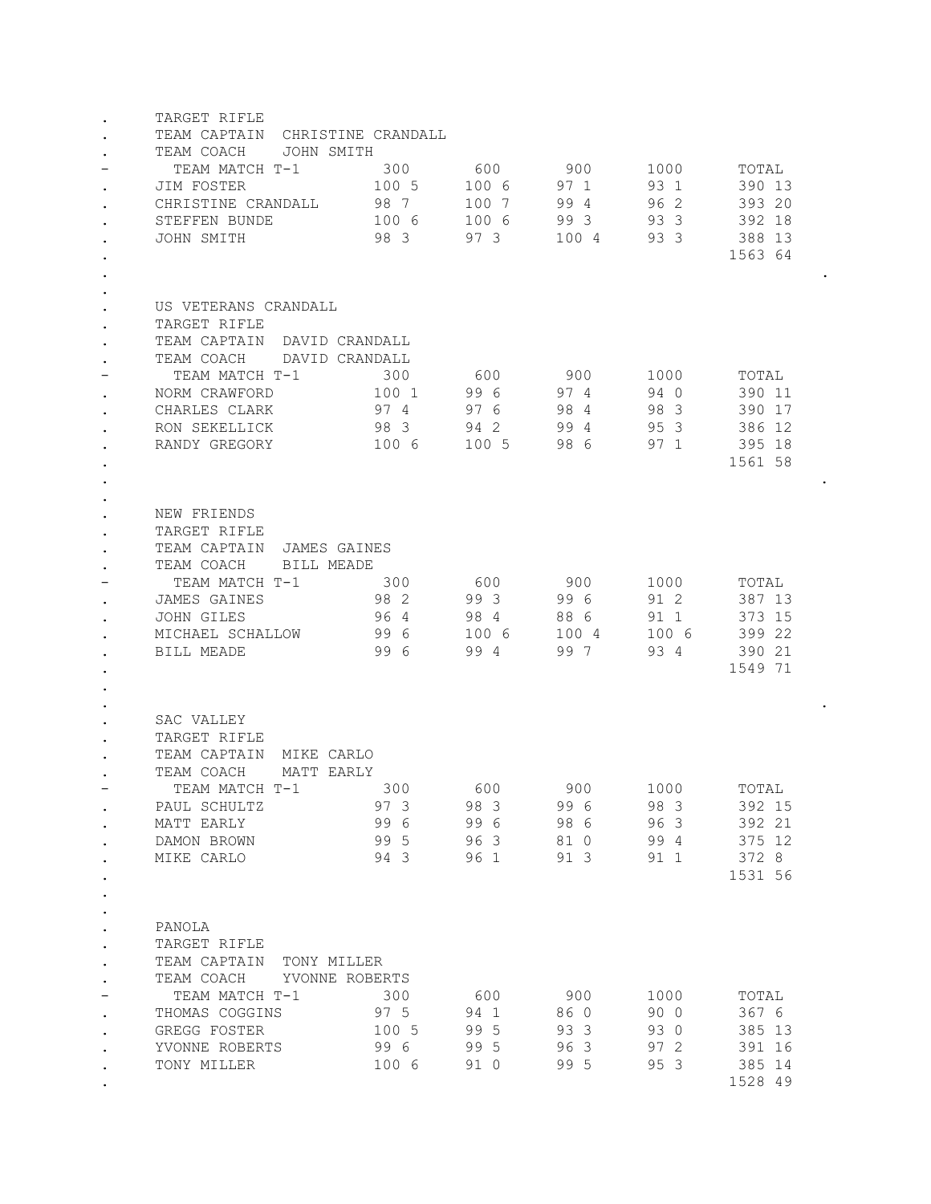TARGET RIFLE
TEAM CAPTAIN CHRISTINE CRANDALL
TEAM COACH JOHN SMITH

| TEAM MATCH T-1 | 300 | 600 | 900 | 1000 | TOTAL |
|---|---|---|---|---|---|
| JIM FOSTER | 100 5 | 100 6 | 97 1 | 93 1 | 390 13 |
| CHRISTINE CRANDALL | 98 7 | 100 7 | 99 4 | 96 2 | 393 20 |
| STEFFEN BUNDE | 100 6 | 100 6 | 99 3 | 93 3 | 392 18 |
| JOHN SMITH | 98 3 | 97 3 | 100 4 | 93 3 | 388 13 |
| | | | | | 1563 64 |

US VETERANS CRANDALL
TARGET RIFLE
TEAM CAPTAIN DAVID CRANDALL
TEAM COACH DAVID CRANDALL

| TEAM MATCH T-1 | 300 | 600 | 900 | 1000 | TOTAL |
|---|---|---|---|---|---|
| NORM CRAWFORD | 100 1 | 99 6 | 97 4 | 94 0 | 390 11 |
| CHARLES CLARK | 97 4 | 97 6 | 98 4 | 98 3 | 390 17 |
| RON SEKELLICK | 98 3 | 94 2 | 99 4 | 95 3 | 386 12 |
| RANDY GREGORY | 100 6 | 100 5 | 98 6 | 97 1 | 395 18 |
| | | | | | 1561 58 |

NEW FRIENDS
TARGET RIFLE
TEAM CAPTAIN JAMES GAINES
TEAM COACH BILL MEADE

| TEAM MATCH T-1 | 300 | 600 | 900 | 1000 | TOTAL |
|---|---|---|---|---|---|
| JAMES GAINES | 98 2 | 99 3 | 99 6 | 91 2 | 387 13 |
| JOHN GILES | 96 4 | 98 4 | 88 6 | 91 1 | 373 15 |
| MICHAEL SCHALLOW | 99 6 | 100 6 | 100 4 | 100 6 | 399 22 |
| BILL MEADE | 99 6 | 99 4 | 99 7 | 93 4 | 390 21 |
| | | | | | 1549 71 |

SAC VALLEY
TARGET RIFLE
TEAM CAPTAIN MIKE CARLO
TEAM COACH MATT EARLY

| TEAM MATCH T-1 | 300 | 600 | 900 | 1000 | TOTAL |
|---|---|---|---|---|---|
| PAUL SCHULTZ | 97 3 | 98 3 | 99 6 | 98 3 | 392 15 |
| MATT EARLY | 99 6 | 99 6 | 98 6 | 96 3 | 392 21 |
| DAMON BROWN | 99 5 | 96 3 | 81 0 | 99 4 | 375 12 |
| MIKE CARLO | 94 3 | 96 1 | 91 3 | 91 1 | 372 8 |
| | | | | | 1531 56 |

PANOLA
TARGET RIFLE
TEAM CAPTAIN TONY MILLER
TEAM COACH YVONNE ROBERTS

| TEAM MATCH T-1 | 300 | 600 | 900 | 1000 | TOTAL |
|---|---|---|---|---|---|
| THOMAS COGGINS | 97 5 | 94 1 | 86 0 | 90 0 | 367 6 |
| GREGG FOSTER | 100 5 | 99 5 | 93 3 | 93 0 | 385 13 |
| YVONNE ROBERTS | 99 6 | 99 5 | 96 3 | 97 2 | 391 16 |
| TONY MILLER | 100 6 | 91 0 | 99 5 | 95 3 | 385 14 |
| | | | | | 1528 49 |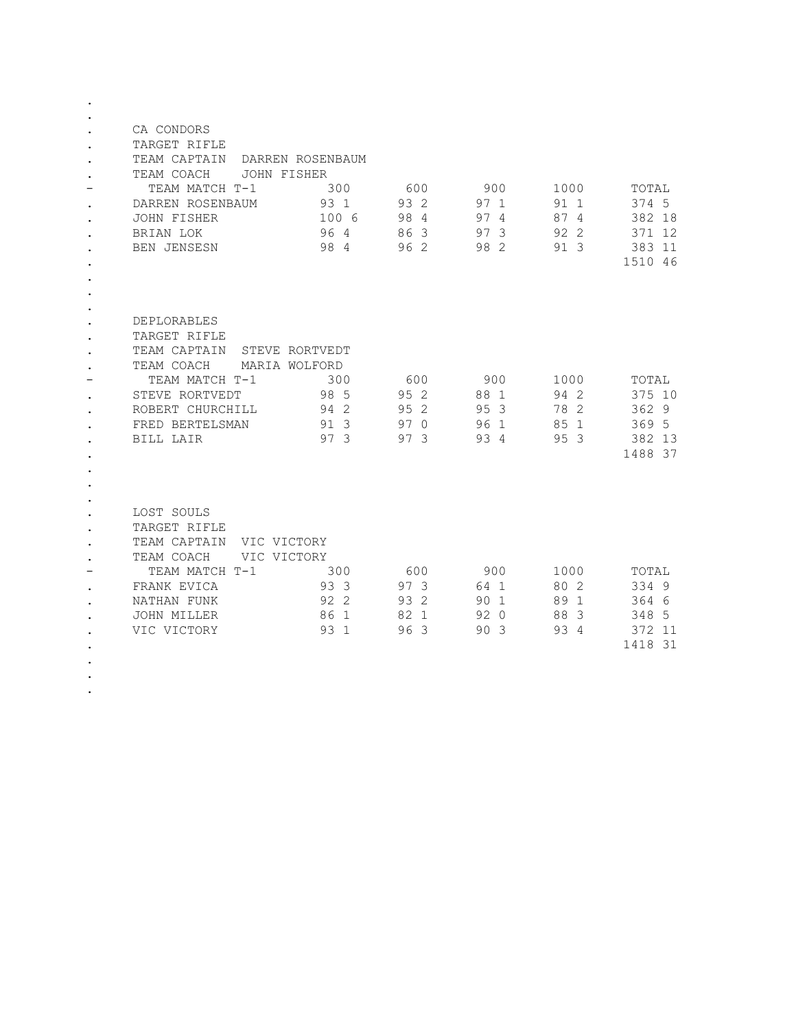CA CONDORS
TARGET RIFLE
TEAM CAPTAIN DARREN ROSENBAUM
TEAM COACH JOHN FISHER

| TEAM MATCH T-1 | 300 | 600 | 900 | 1000 | TOTAL |
|---|---|---|---|---|---|
| DARREN ROSENBAUM | 93 1 | 93 2 | 97 1 | 91 1 | 374 5 |
| JOHN FISHER | 100 6 | 98 4 | 97 4 | 87 4 | 382 18 |
| BRIAN LOK | 96 4 | 86 3 | 97 3 | 92 2 | 371 12 |
| BEN JENSESN | 98 4 | 96 2 | 98 2 | 91 3 | 383 11 |
| | | | | | 1510 46 |

DEPLORABLES
TARGET RIFLE
TEAM CAPTAIN STEVE RORTVEDT
TEAM COACH MARIA WOLFORD

| TEAM MATCH T-1 | 300 | 600 | 900 | 1000 | TOTAL |
|---|---|---|---|---|---|
| STEVE RORTVEDT | 98 5 | 95 2 | 88 1 | 94 2 | 375 10 |
| ROBERT CHURCHILL | 94 2 | 95 2 | 95 3 | 78 2 | 362 9 |
| FRED BERTELSMAN | 91 3 | 97 0 | 96 1 | 85 1 | 369 5 |
| BILL LAIR | 97 3 | 97 3 | 93 4 | 95 3 | 382 13 |
| | | | | | 1488 37 |

LOST SOULS
TARGET RIFLE
TEAM CAPTAIN VIC VICTORY
TEAM COACH VIC VICTORY

| TEAM MATCH T-1 | 300 | 600 | 900 | 1000 | TOTAL |
|---|---|---|---|---|---|
| FRANK EVICA | 93 3 | 97 3 | 64 1 | 80 2 | 334 9 |
| NATHAN FUNK | 92 2 | 93 2 | 90 1 | 89 1 | 364 6 |
| JOHN MILLER | 86 1 | 82 1 | 92 0 | 88 3 | 348 5 |
| VIC VICTORY | 93 1 | 96 3 | 90 3 | 93 4 | 372 11 |
| | | | | | 1418 31 |